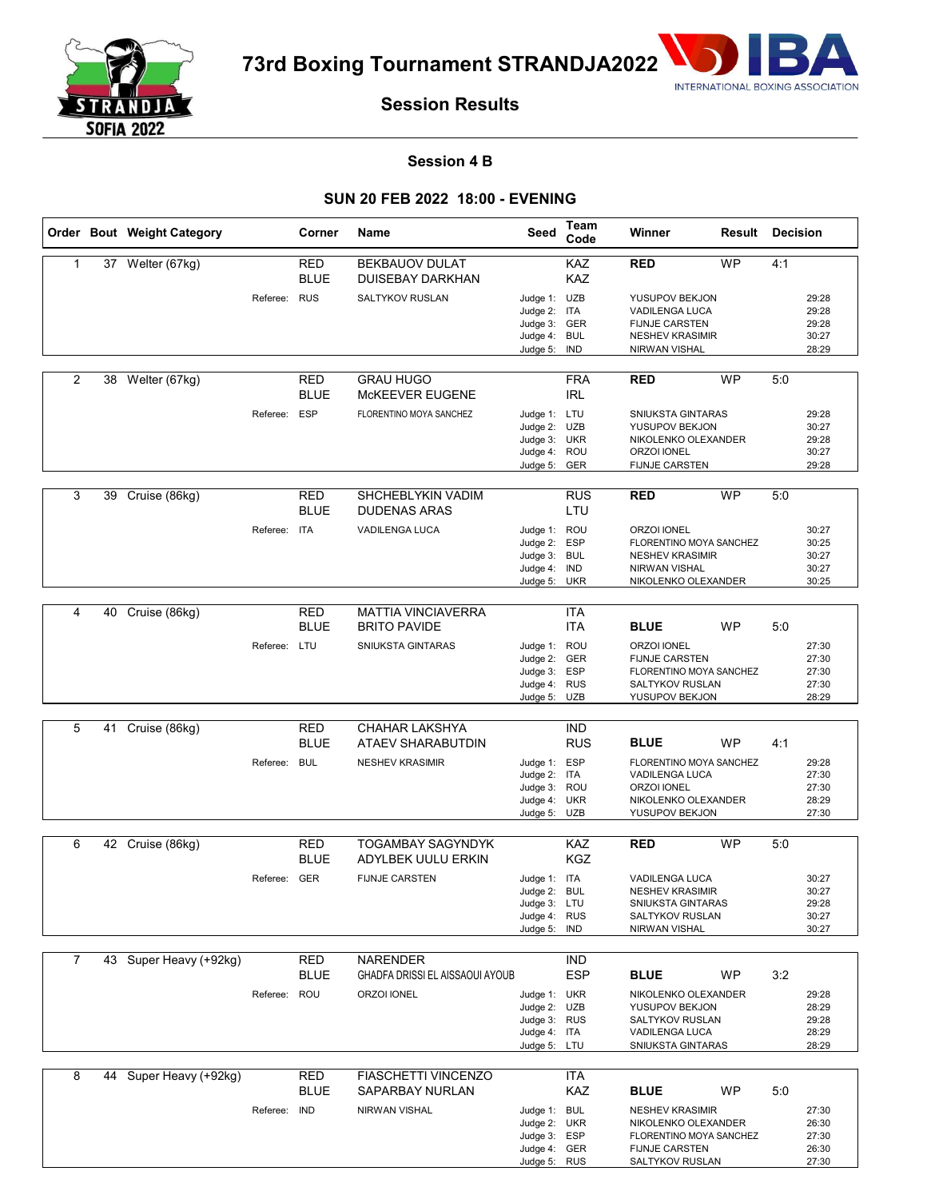# 73rd Boxing Tournament STRANDJA2022

## Session Results

### Session 4 B

### SUN 20 FEB 2022 18:00 - EVENING

| Order | Bout | Weight Category | Corner | Name | Seed | Team Code | Winner | Result | Decision |
|---|---|---|---|---|---|---|---|---|---|
| 1 | 37 | Welter (67kg) | RED | BEKBAUOV DULAT | | KAZ | RED | WP | 4:1 |
| | | | BLUE | DUISEBAY DARKHAN | | KAZ | | | |
| | | Referee: | RUS | SALTYKOV RUSLAN | Judge 1: | UZB | YUSUPOV BEKJON | | 29:28 |
| | | | | | Judge 2: | ITA | VADILENGA LUCA | | 29:28 |
| | | | | | Judge 3: | GER | FIJNJE CARSTEN | | 29:28 |
| | | | | | Judge 4: | BUL | NESHEV KRASIMIR | | 30:27 |
| | | | | | Judge 5: | IND | NIRWAN VISHAL | | 28:29 |
| 2 | 38 | Welter (67kg) | RED | GRAU HUGO | | FRA | RED | WP | 5:0 |
| | | | BLUE | McKEEVER EUGENE | | IRL | | | |
| | | Referee: | ESP | FLORENTINO MOYA SANCHEZ | Judge 1: | LTU | SNIUKSTA GINTARAS | | 29:28 |
| | | | | | Judge 2: | UZB | YUSUPOV BEKJON | | 30:27 |
| | | | | | Judge 3: | UKR | NIKOLENKO OLEXANDER | | 29:28 |
| | | | | | Judge 4: | ROU | ORZOI IONEL | | 30:27 |
| | | | | | Judge 5: | GER | FIJNJE CARSTEN | | 29:28 |
| 3 | 39 | Cruise (86kg) | RED | SHCHEBLYKIN VADIM | | RUS | RED | WP | 5:0 |
| | | | BLUE | DUDENAS ARAS | | LTU | | | |
| | | Referee: | ITA | VADILENGA LUCA | Judge 1: | ROU | ORZOI IONEL | | 30:27 |
| | | | | | Judge 2: | ESP | FLORENTINO MOYA SANCHEZ | | 30:25 |
| | | | | | Judge 3: | BUL | NESHEV KRASIMIR | | 30:27 |
| | | | | | Judge 4: | IND | NIRWAN VISHAL | | 30:27 |
| | | | | | Judge 5: | UKR | NIKOLENKO OLEXANDER | | 30:25 |
| 4 | 40 | Cruise (86kg) | RED | MATTIA VINCIAVERRA | | ITA | | | |
| | | | BLUE | BRITO PAVIDE | | ITA | BLUE | WP | 5:0 |
| | | Referee: | LTU | SNIUKSTA GINTARAS | Judge 1: | ROU | ORZOI IONEL | | 27:30 |
| | | | | | Judge 2: | GER | FIJNJE CARSTEN | | 27:30 |
| | | | | | Judge 3: | ESP | FLORENTINO MOYA SANCHEZ | | 27:30 |
| | | | | | Judge 4: | RUS | SALTYKOV RUSLAN | | 27:30 |
| | | | | | Judge 5: | UZB | YUSUPOV BEKJON | | 28:29 |
| 5 | 41 | Cruise (86kg) | RED | CHAHAR LAKSHYA | | IND | | | |
| | | | BLUE | ATAEV SHARABUTDIN | | RUS | BLUE | WP | 4:1 |
| | | Referee: | BUL | NESHEV KRASIMIR | Judge 1: | ESP | FLORENTINO MOYA SANCHEZ | | 29:28 |
| | | | | | Judge 2: | ITA | VADILENGA LUCA | | 27:30 |
| | | | | | Judge 3: | ROU | ORZOI IONEL | | 27:30 |
| | | | | | Judge 4: | UKR | NIKOLENKO OLEXANDER | | 28:29 |
| | | | | | Judge 5: | UZB | YUSUPOV BEKJON | | 27:30 |
| 6 | 42 | Cruise (86kg) | RED | TOGAMBAY SAGYNDYK | | KAZ | RED | WP | 5:0 |
| | | | BLUE | ADYLBEK UULU ERKIN | | KGZ | | | |
| | | Referee: | GER | FIJNJE CARSTEN | Judge 1: | ITA | VADILENGA LUCA | | 30:27 |
| | | | | | Judge 2: | BUL | NESHEV KRASIMIR | | 30:27 |
| | | | | | Judge 3: | LTU | SNIUKSTA GINTARAS | | 29:28 |
| | | | | | Judge 4: | RUS | SALTYKOV RUSLAN | | 30:27 |
| | | | | | Judge 5: | IND | NIRWAN VISHAL | | 30:27 |
| 7 | 43 | Super Heavy (+92kg) | RED | NARENDER | | IND | | | |
| | | | BLUE | GHADFA DRISSI EL AISSAOUI AYOUB | | ESP | BLUE | WP | 3:2 |
| | | Referee: | ROU | ORZOI IONEL | Judge 1: | UKR | NIKOLENKO OLEXANDER | | 29:28 |
| | | | | | Judge 2: | UZB | YUSUPOV BEKJON | | 28:29 |
| | | | | | Judge 3: | RUS | SALTYKOV RUSLAN | | 29:28 |
| | | | | | Judge 4: | ITA | VADILENGA LUCA | | 28:29 |
| | | | | | Judge 5: | LTU | SNIUKSTA GINTARAS | | 28:29 |
| 8 | 44 | Super Heavy (+92kg) | RED | FIASCHETTI VINCENZO | | ITA | | | |
| | | | BLUE | SAPARBAY NURLAN | | KAZ | BLUE | WP | 5:0 |
| | | Referee: | IND | NIRWAN VISHAL | Judge 1: | BUL | NESHEV KRASIMIR | | 27:30 |
| | | | | | Judge 2: | UKR | NIKOLENKO OLEXANDER | | 26:30 |
| | | | | | Judge 3: | ESP | FLORENTINO MOYA SANCHEZ | | 27:30 |
| | | | | | Judge 4: | GER | FIJNJE CARSTEN | | 26:30 |
| | | | | | Judge 5: | RUS | SALTYKOV RUSLAN | | 27:30 |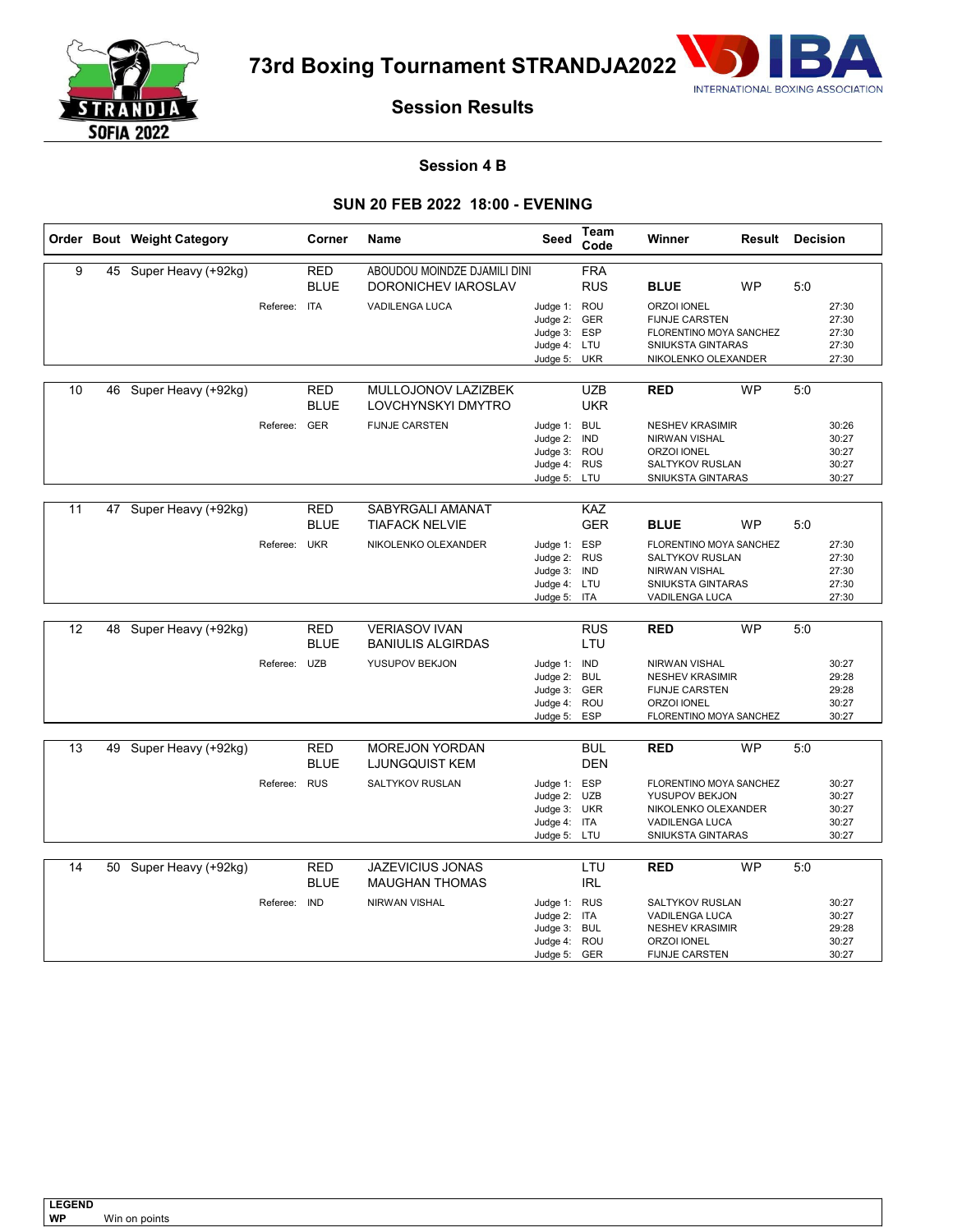# 73rd Boxing Tournament STRANDJA2022

INTERNATIONAL BOXING ASSOCIATION

## Session Results

### Session 4 B

### SUN 20 FEB 2022 18:00 - EVENING

| Order | Bout | Weight Category | Corner | Name | Seed | Team Code | Winner | Result | Decision | |
|---|---|---|---|---|---|---|---|---|---|---|
| 9 | 45 | Super Heavy (+92kg) | RED | ABOUDOU MOINDZE DJAMILI DINI | | FRA | | | | |
| | | | BLUE | DORONICHEV IAROSLAV | | RUS | **BLUE** | WP | 5:0 | |
| | | Referee: | ITA | VADILENGA LUCA | Judge 1: | ROU | ORZOI IONEL | | | 27:30 |
| | | | | | Judge 2: | GER | FIJNJE CARSTEN | | | 27:30 |
| | | | | | Judge 3: | ESP | FLORENTINO MOYA SANCHEZ | | | 27:30 |
| | | | | | Judge 4: | LTU | SNIUKSTA GINTARAS | | | 27:30 |
| | | | | | Judge 5: | UKR | NIKOLENKO OLEXANDER | | | 27:30 |
| 10 | 46 | Super Heavy (+92kg) | RED | MULLOJONOV LAZIZBEK | | UZB | **RED** | WP | 5:0 | |
| | | | BLUE | LOVCHYNSKYI DMYTRO | | UKR | | | | |
| | | Referee: | GER | FIJNJE CARSTEN | Judge 1: | BUL | NESHEV KRASIMIR | | | 30:26 |
| | | | | | Judge 2: | IND | NIRWAN VISHAL | | | 30:27 |
| | | | | | Judge 3: | ROU | ORZOI IONEL | | | 30:27 |
| | | | | | Judge 4: | RUS | SALTYKOV RUSLAN | | | 30:27 |
| | | | | | Judge 5: | LTU | SNIUKSTA GINTARAS | | | 30:27 |
| 11 | 47 | Super Heavy (+92kg) | RED | SABYRGALI AMANAT | | KAZ | | | | |
| | | | BLUE | TIAFACK NELVIE | | GER | **BLUE** | WP | 5:0 | |
| | | Referee: | UKR | NIKOLENKO OLEXANDER | Judge 1: | ESP | FLORENTINO MOYA SANCHEZ | | | 27:30 |
| | | | | | Judge 2: | RUS | SALTYKOV RUSLAN | | | 27:30 |
| | | | | | Judge 3: | IND | NIRWAN VISHAL | | | 27:30 |
| | | | | | Judge 4: | LTU | SNIUKSTA GINTARAS | | | 27:30 |
| | | | | | Judge 5: | ITA | VADILENGA LUCA | | | 27:30 |
| 12 | 48 | Super Heavy (+92kg) | RED | VERIASOV IVAN | | RUS | **RED** | WP | 5:0 | |
| | | | BLUE | BANIULIS ALGIRDAS | | LTU | | | | |
| | | Referee: | UZB | YUSUPOV BEKJON | Judge 1: | IND | NIRWAN VISHAL | | | 30:27 |
| | | | | | Judge 2: | BUL | NESHEV KRASIMIR | | | 29:28 |
| | | | | | Judge 3: | GER | FIJNJE CARSTEN | | | 29:28 |
| | | | | | Judge 4: | ROU | ORZOI IONEL | | | 30:27 |
| | | | | | Judge 5: | ESP | FLORENTINO MOYA SANCHEZ | | | 30:27 |
| 13 | 49 | Super Heavy (+92kg) | RED | MOREJON YORDAN | | BUL | **RED** | WP | 5:0 | |
| | | | BLUE | LJUNGQUIST KEM | | DEN | | | | |
| | | Referee: | RUS | SALTYKOV RUSLAN | Judge 1: | ESP | FLORENTINO MOYA SANCHEZ | | | 30:27 |
| | | | | | Judge 2: | UZB | YUSUPOV BEKJON | | | 30:27 |
| | | | | | Judge 3: | UKR | NIKOLENKO OLEXANDER | | | 30:27 |
| | | | | | Judge 4: | ITA | VADILENGA LUCA | | | 30:27 |
| | | | | | Judge 5: | LTU | SNIUKSTA GINTARAS | | | 30:27 |
| 14 | 50 | Super Heavy (+92kg) | RED | JAZEVICIUS JONAS | | LTU | **RED** | WP | 5:0 | |
| | | | BLUE | MAUGHAN THOMAS | | IRL | | | | |
| | | Referee: | IND | NIRWAN VISHAL | Judge 1: | RUS | SALTYKOV RUSLAN | | | 30:27 |
| | | | | | Judge 2: | ITA | VADILENGA LUCA | | | 30:27 |
| | | | | | Judge 3: | BUL | NESHEV KRASIMIR | | | 29:28 |
| | | | | | Judge 4: | ROU | ORZOI IONEL | | | 30:27 |
| | | | | | Judge 5: | GER | FIJNJE CARSTEN | | | 30:27 |

**LEGEND**

**WP** Win on points